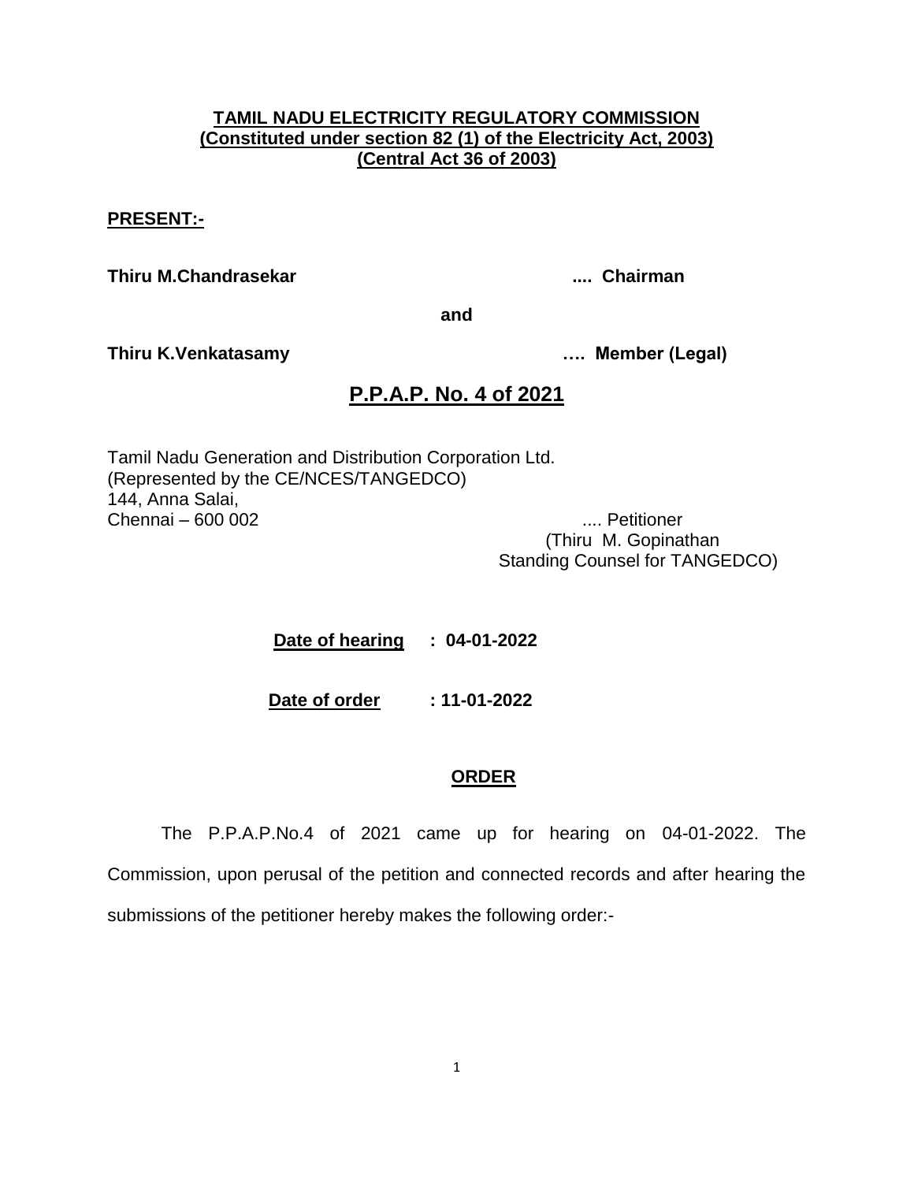**TAMIL NADU ELECTRICITY REGULATORY COMMISSION**
**(Constituted under section 82 (1) of the Electricity Act, 2003)**
**(Central Act 36 of 2003)**

**PRESENT:-**

**Thiru M.Chandrasekar .... Chairman**

**and**

**Thiru K.Venkatasamy …. Member (Legal)**

# P.P.A.P. No. 4 of 2021

Tamil Nadu Generation and Distribution Corporation Ltd.
(Represented by the CE/NCES/TANGEDCO)
144, Anna Salai,
Chennai – 600 002 .... Petitioner
(Thiru M. Gopinathan
Standing Counsel for TANGEDCO)

**Date of hearing : 04-01-2022**

**Date of order : 11-01-2022**

## ORDER

The P.P.A.P.No.4 of 2021 came up for hearing on 04-01-2022. The Commission, upon perusal of the petition and connected records and after hearing the submissions of the petitioner hereby makes the following order:-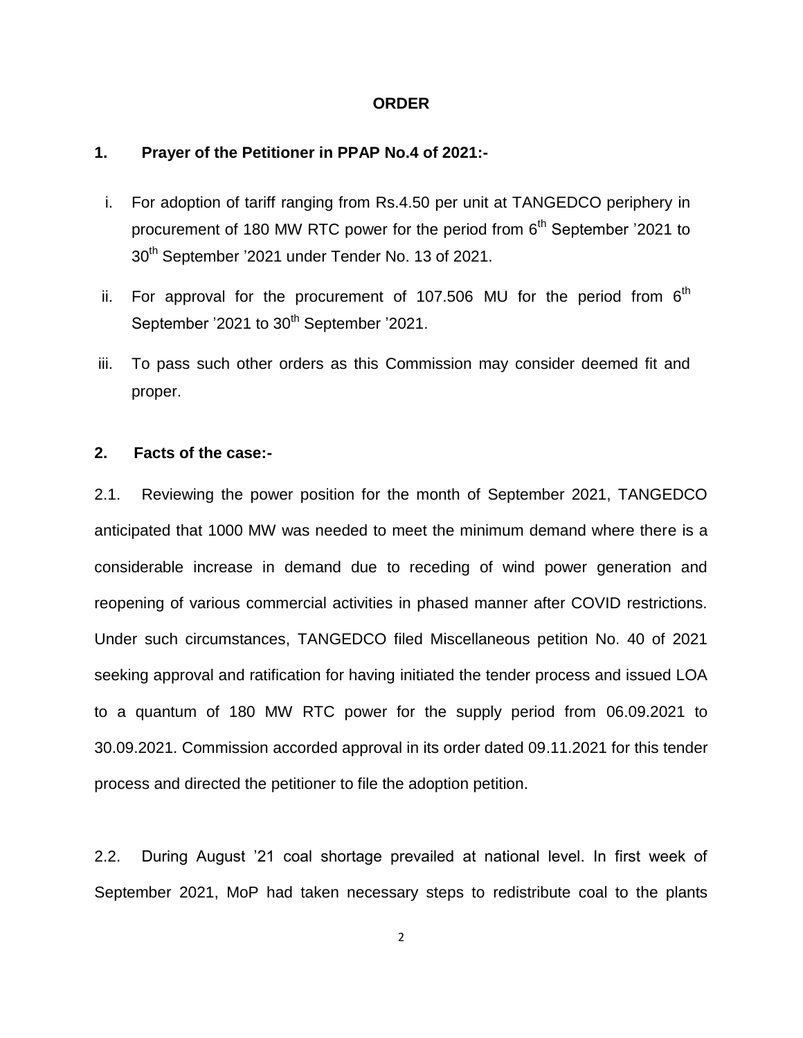# ORDER

## 1. Prayer of the Petitioner in PPAP No.4 of 2021:-

i. For adoption of tariff ranging from Rs.4.50 per unit at TANGEDCO periphery in procurement of 180 MW RTC power for the period from 6th September ’2021 to 30th September ’2021 under Tender No. 13 of 2021.

ii. For approval for the procurement of 107.506 MU for the period from 6th September ’2021 to 30th September ’2021.

iii. To pass such other orders as this Commission may consider deemed fit and proper.

## 2. Facts of the case:-

2.1. Reviewing the power position for the month of September 2021, TANGEDCO anticipated that 1000 MW was needed to meet the minimum demand where there is a considerable increase in demand due to receding of wind power generation and reopening of various commercial activities in phased manner after COVID restrictions. Under such circumstances, TANGEDCO filed Miscellaneous petition No. 40 of 2021 seeking approval and ratification for having initiated the tender process and issued LOA to a quantum of 180 MW RTC power for the supply period from 06.09.2021 to 30.09.2021. Commission accorded approval in its order dated 09.11.2021 for this tender process and directed the petitioner to file the adoption petition.

2.2. During August ’21 coal shortage prevailed at national level. In first week of September 2021, MoP had taken necessary steps to redistribute coal to the plants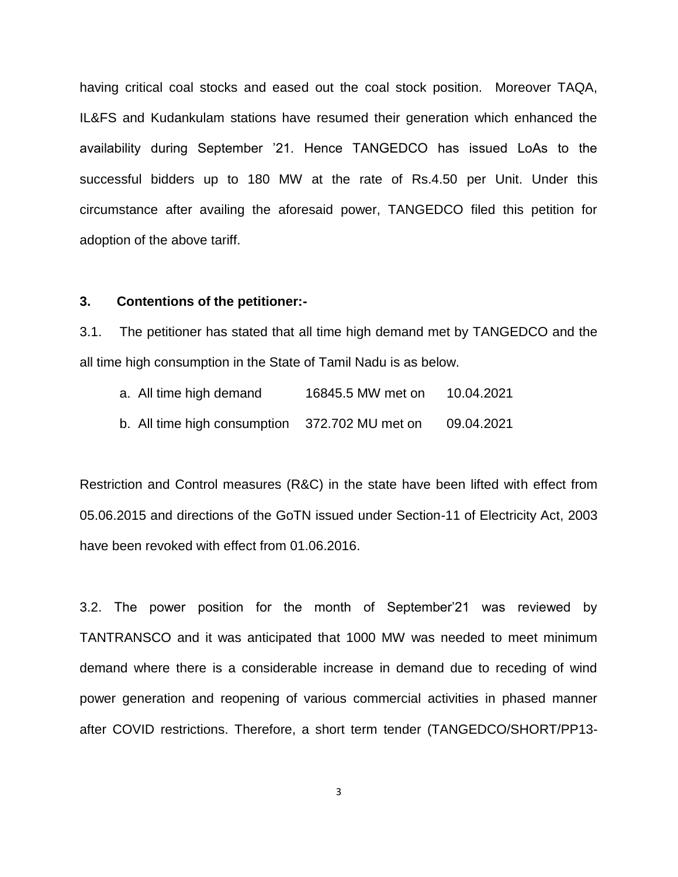having critical coal stocks and eased out the coal stock position. Moreover TAQA, IL&FS and Kudankulam stations have resumed their generation which enhanced the availability during September '21. Hence TANGEDCO has issued LoAs to the successful bidders up to 180 MW at the rate of Rs.4.50 per Unit. Under this circumstance after availing the aforesaid power, TANGEDCO filed this petition for adoption of the above tariff.

**3. Contentions of the petitioner:-**

3.1. The petitioner has stated that all time high demand met by TANGEDCO and the all time high consumption in the State of Tamil Nadu is as below.

a. All time high demand 16845.5 MW met on 10.04.2021

b. All time high consumption 372.702 MU met on 09.04.2021

Restriction and Control measures (R&C) in the state have been lifted with effect from 05.06.2015 and directions of the GoTN issued under Section-11 of Electricity Act, 2003 have been revoked with effect from 01.06.2016.

3.2. The power position for the month of September'21 was reviewed by TANTRANSCO and it was anticipated that 1000 MW was needed to meet minimum demand where there is a considerable increase in demand due to receding of wind power generation and reopening of various commercial activities in phased manner after COVID restrictions. Therefore, a short term tender (TANGEDCO/SHORT/PP13-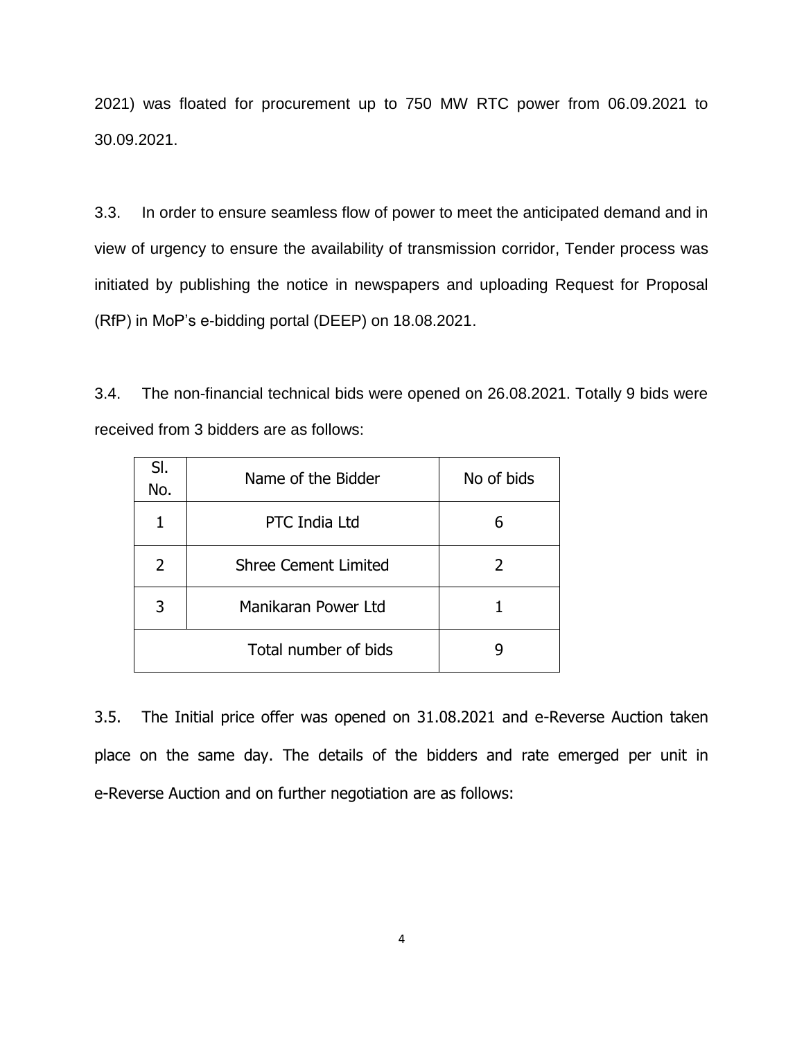2021) was floated for procurement up to 750 MW RTC power from 06.09.2021 to 30.09.2021.

3.3. In order to ensure seamless flow of power to meet the anticipated demand and in view of urgency to ensure the availability of transmission corridor, Tender process was initiated by publishing the notice in newspapers and uploading Request for Proposal (RfP) in MoP's e-bidding portal (DEEP) on 18.08.2021.

3.4. The non-financial technical bids were opened on 26.08.2021. Totally 9 bids were received from 3 bidders are as follows:

| Sl. No. | Name of the Bidder | No of bids |
|---|---|---|
| 1 | PTC India Ltd | 6 |
| 2 | Shree Cement Limited | 2 |
| 3 | Manikaran Power Ltd | 1 |
| Total number of bids | | 9 |

3.5. The Initial price offer was opened on 31.08.2021 and e-Reverse Auction taken place on the same day. The details of the bidders and rate emerged per unit in e-Reverse Auction and on further negotiation are as follows: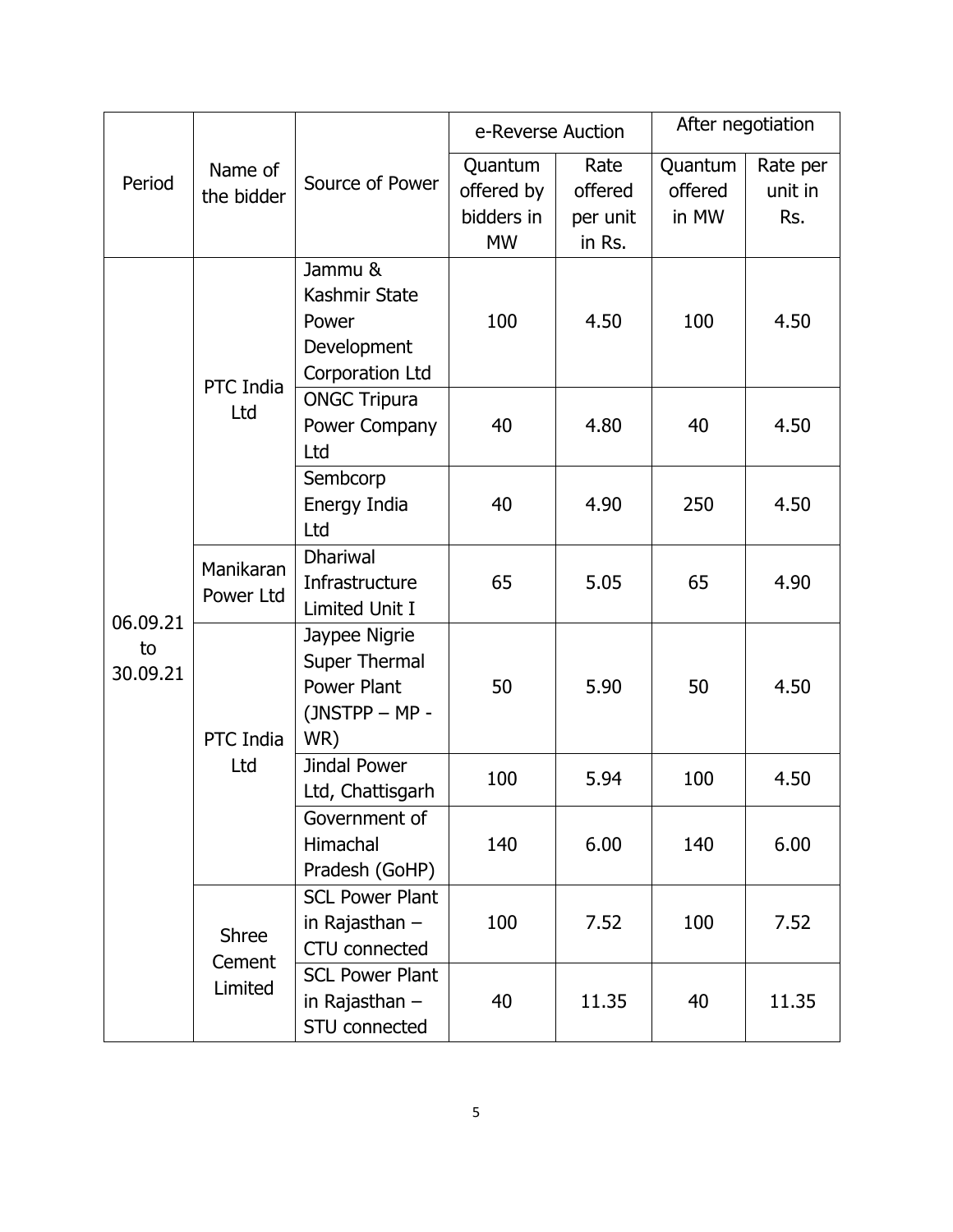| Period | Name of the bidder | Source of Power | e-Reverse Auction | | After negotiation | |
|---|---|---|---|---|---|---|
| | | | Quantum offered by bidders in MW | Rate offered per unit in Rs. | Quantum offered in MW | Rate per unit in Rs. |
| 06.09.21 to 30.09.21 | PTC India Ltd | Jammu & Kashmir State Power Development Corporation Ltd | 100 | 4.50 | 100 | 4.50 |
| | | ONGC Tripura Power Company Ltd | 40 | 4.80 | 40 | 4.50 |
| | | Sembcorp Energy India Ltd | 40 | 4.90 | 250 | 4.50 |
| | Manikaran Power Ltd | Dhariwal Infrastructure Limited Unit I | 65 | 5.05 | 65 | 4.90 |
| | PTC India Ltd | Jaypee Nigrie Super Thermal Power Plant (JNSTPP – MP - WR) | 50 | 5.90 | 50 | 4.50 |
| | | Jindal Power Ltd, Chattisgarh | 100 | 5.94 | 100 | 4.50 |
| | | Government of Himachal Pradesh (GoHP) | 140 | 6.00 | 140 | 6.00 |
| | Shree Cement Limited | SCL Power Plant in Rajasthan – CTU connected | 100 | 7.52 | 100 | 7.52 |
| | | SCL Power Plant in Rajasthan – STU connected | 40 | 11.35 | 40 | 11.35 |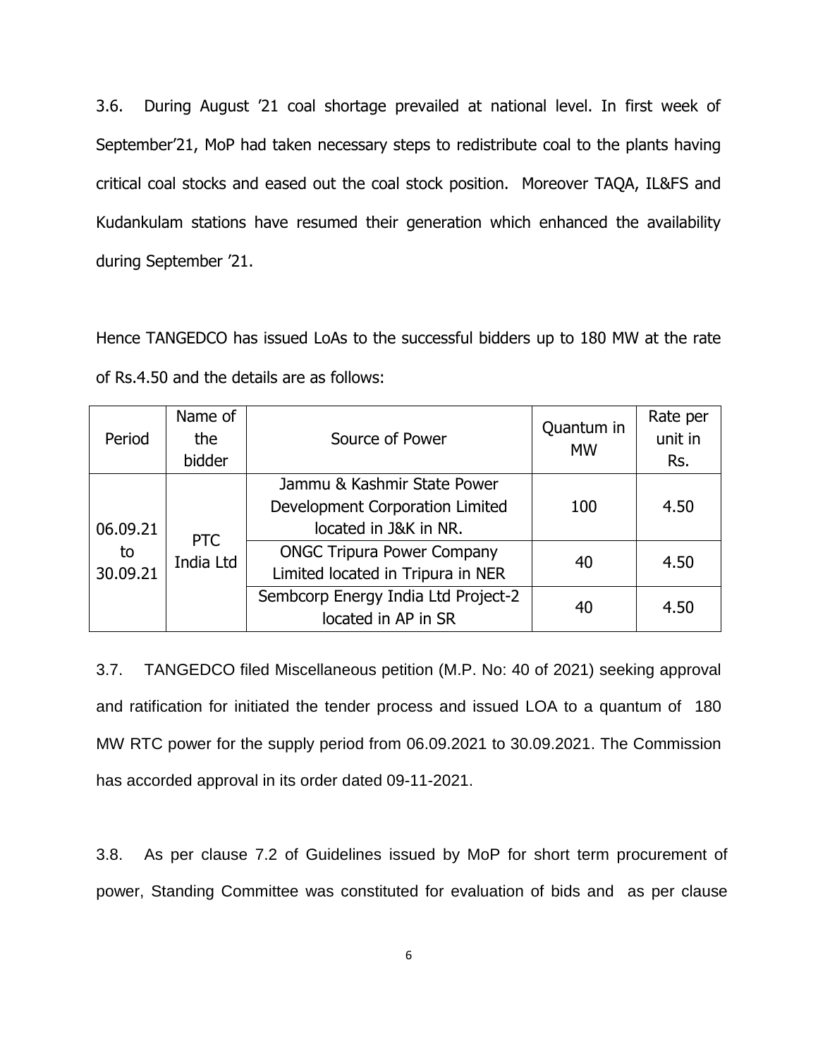3.6. During August '21 coal shortage prevailed at national level. In first week of September'21, MoP had taken necessary steps to redistribute coal to the plants having critical coal stocks and eased out the coal stock position. Moreover TAQA, IL&FS and Kudankulam stations have resumed their generation which enhanced the availability during September '21.

Hence TANGEDCO has issued LoAs to the successful bidders up to 180 MW at the rate of Rs.4.50 and the details are as follows:

| Period | Name of the bidder | Source of Power | Quantum in MW | Rate per unit in Rs. |
|---|---|---|---|---|
| 06.09.21 to 30.09.21 | PTC India Ltd | Jammu & Kashmir State Power Development Corporation Limited located in J&K in NR. | 100 | 4.50 |
| | | ONGC Tripura Power Company Limited located in Tripura in NER | 40 | 4.50 |
| | | Sembcorp Energy India Ltd Project-2 located in AP in SR | 40 | 4.50 |

3.7. TANGEDCO filed Miscellaneous petition (M.P. No: 40 of 2021) seeking approval and ratification for initiated the tender process and issued LOA to a quantum of 180 MW RTC power for the supply period from 06.09.2021 to 30.09.2021. The Commission has accorded approval in its order dated 09-11-2021.

3.8. As per clause 7.2 of Guidelines issued by MoP for short term procurement of power, Standing Committee was constituted for evaluation of bids and as per clause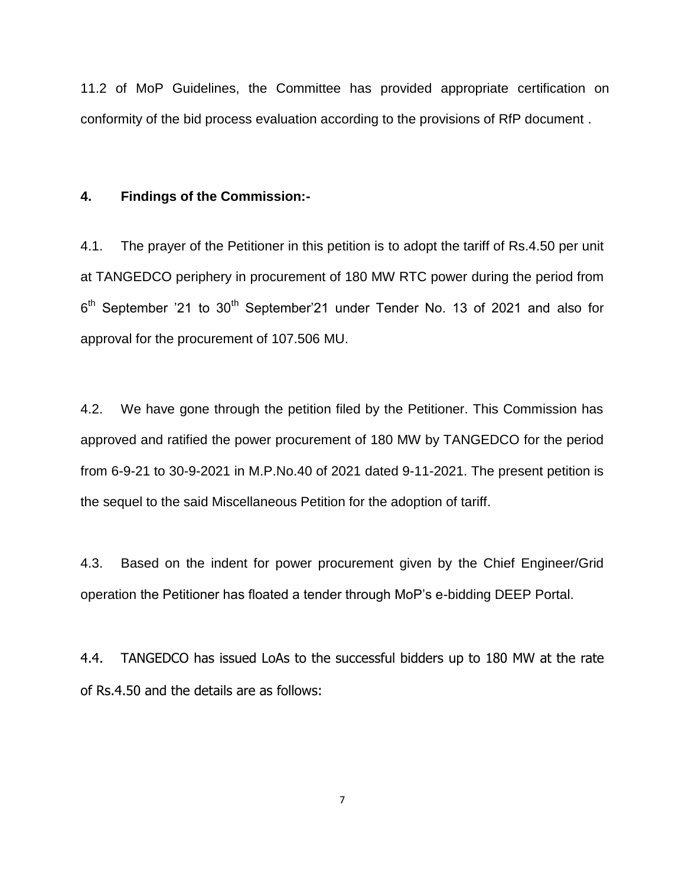11.2 of MoP Guidelines, the Committee has provided appropriate certification on conformity of the bid process evaluation according to the provisions of RfP document .

## 4. Findings of the Commission:-

4.1. The prayer of the Petitioner in this petition is to adopt the tariff of Rs.4.50 per unit at TANGEDCO periphery in procurement of 180 MW RTC power during the period from 6th September '21 to 30th September'21 under Tender No. 13 of 2021 and also for approval for the procurement of 107.506 MU.

4.2. We have gone through the petition filed by the Petitioner. This Commission has approved and ratified the power procurement of 180 MW by TANGEDCO for the period from 6-9-21 to 30-9-2021 in M.P.No.40 of 2021 dated 9-11-2021. The present petition is the sequel to the said Miscellaneous Petition for the adoption of tariff.

4.3. Based on the indent for power procurement given by the Chief Engineer/Grid operation the Petitioner has floated a tender through MoP's e-bidding DEEP Portal.

4.4. TANGEDCO has issued LoAs to the successful bidders up to 180 MW at the rate of Rs.4.50 and the details are as follows: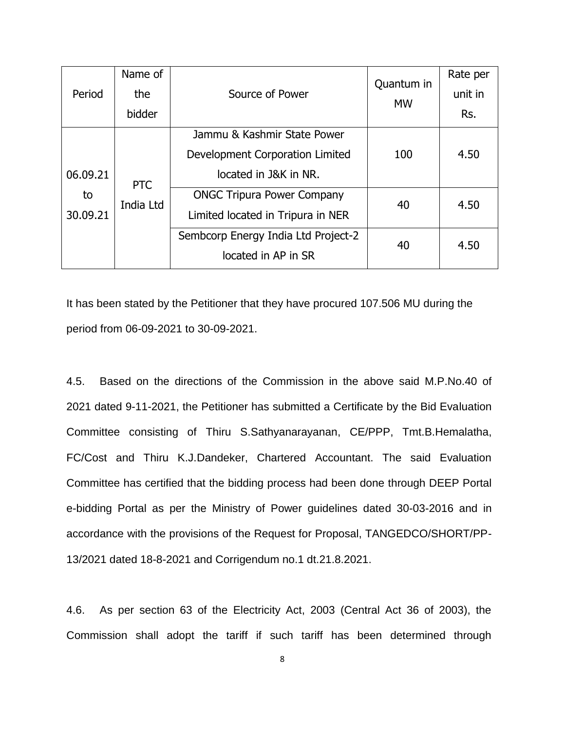| Period | Name of the bidder | Source of Power | Quantum in MW | Rate per unit in Rs. |
|---|---|---|---|---|
| 06.09.21 to 30.09.21 | PTC India Ltd | Jammu & Kashmir State Power Development Corporation Limited located in J&K in NR. | 100 | 4.50 |
| | | ONGC Tripura Power Company Limited located in Tripura in NER | 40 | 4.50 |
| | | Sembcorp Energy India Ltd Project-2 located in AP in SR | 40 | 4.50 |

It has been stated by the Petitioner that they have procured 107.506 MU during the period from 06-09-2021 to 30-09-2021.

4.5. Based on the directions of the Commission in the above said M.P.No.40 of 2021 dated 9-11-2021, the Petitioner has submitted a Certificate by the Bid Evaluation Committee consisting of Thiru S.Sathyanarayanan, CE/PPP, Tmt.B.Hemalatha, FC/Cost and Thiru K.J.Dandeker, Chartered Accountant. The said Evaluation Committee has certified that the bidding process had been done through DEEP Portal e-bidding Portal as per the Ministry of Power guidelines dated 30-03-2016 and in accordance with the provisions of the Request for Proposal, TANGEDCO/SHORT/PP-13/2021 dated 18-8-2021 and Corrigendum no.1 dt.21.8.2021.

4.6. As per section 63 of the Electricity Act, 2003 (Central Act 36 of 2003), the Commission shall adopt the tariff if such tariff has been determined through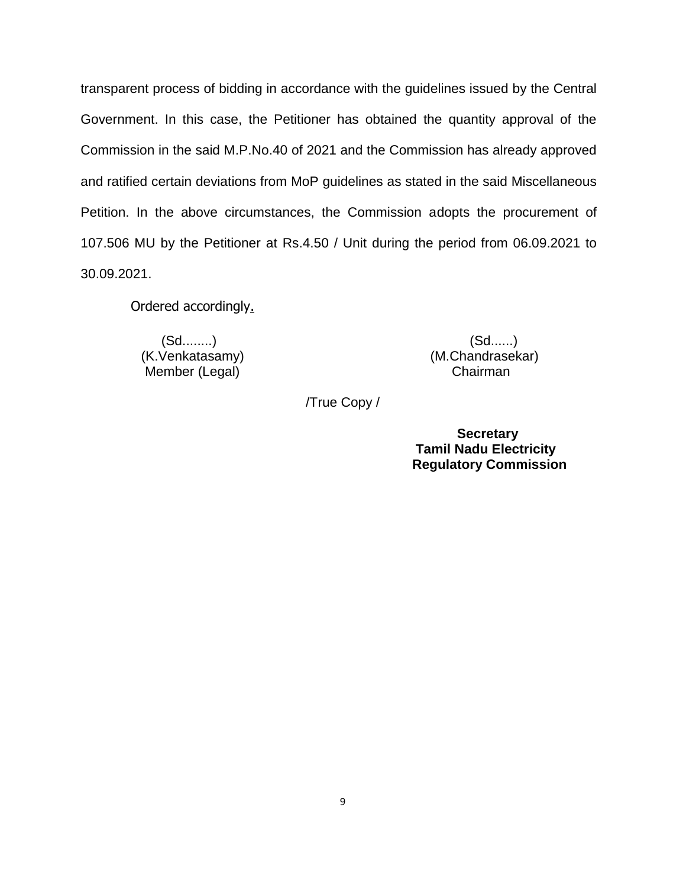transparent process of bidding in accordance with the guidelines issued by the Central Government. In this case, the Petitioner has obtained the quantity approval of the Commission in the said M.P.No.40 of 2021 and the Commission has already approved and ratified certain deviations from MoP guidelines as stated in the said Miscellaneous Petition. In the above circumstances, the Commission adopts the procurement of 107.506 MU by the Petitioner at Rs.4.50 / Unit during the period from 06.09.2021 to 30.09.2021.

Ordered accordingly.

| | |
|---|---|
| (Sd........) | (Sd......) |
| (K.Venkatasamy) | (M.Chandrasekar) |
| Member (Legal) | Chairman |

/True Copy /

**Secretary**
**Tamil Nadu Electricity**
**Regulatory Commission**